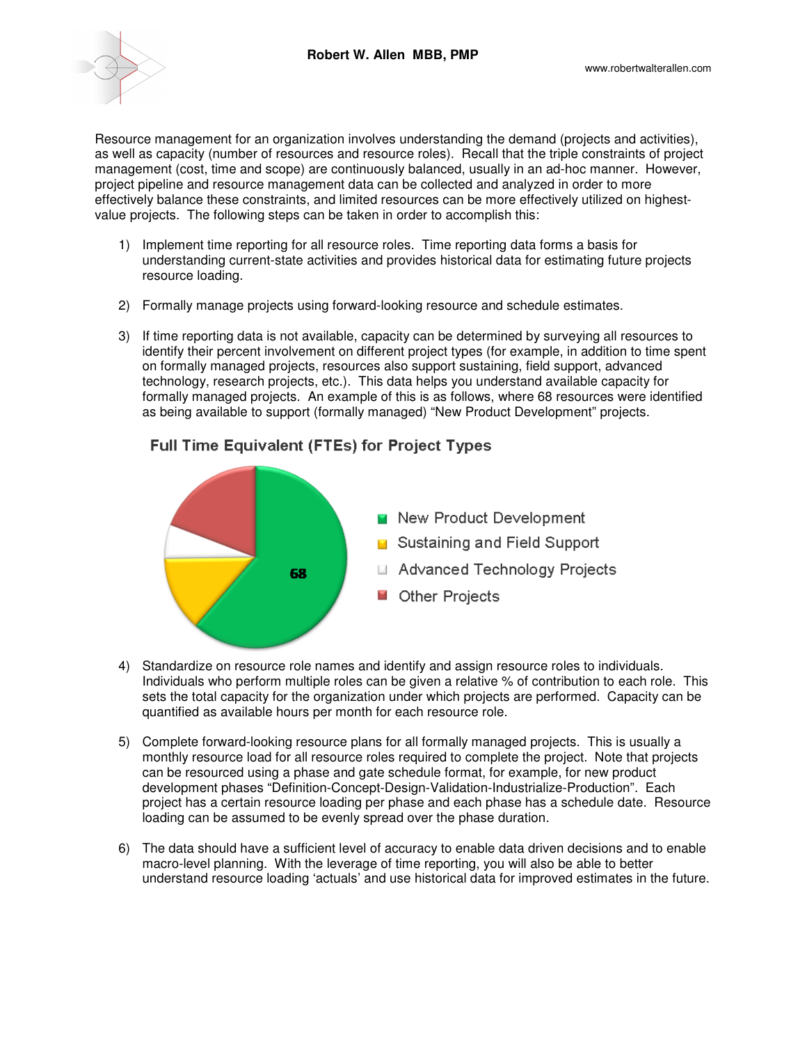**Robert W. Allen MBB, PMP**

www.robertwalterallen.com

Resource management for an organization involves understanding the demand (projects and activities), as well as capacity (number of resources and resource roles). Recall that the triple constraints of project management (cost, time and scope) are continuously balanced, usually in an ad-hoc manner. However, project pipeline and resource management data can be collected and analyzed in order to more effectively balance these constraints, and limited resources can be more effectively utilized on highest-value projects. The following steps can be taken in order to accomplish this:

1) Implement time reporting for all resource roles. Time reporting data forms a basis for understanding current-state activities and provides historical data for estimating future projects resource loading.

2) Formally manage projects using forward-looking resource and schedule estimates.

3) If time reporting data is not available, capacity can be determined by surveying all resources to identify their percent involvement on different project types (for example, in addition to time spent on formally managed projects, resources also support sustaining, field support, advanced technology, research projects, etc.). This data helps you understand available capacity for formally managed projects. An example of this is as follows, where 68 resources were identified as being available to support (formally managed) "New Product Development" projects.

**Full Time Equivalent (FTEs) for Project Types**

- New Product Development: 68
- Sustaining and Field Support
- Advanced Technology Projects
- Other Projects

4) Standardize on resource role names and identify and assign resource roles to individuals. Individuals who perform multiple roles can be given a relative % of contribution to each role. This sets the total capacity for the organization under which projects are performed. Capacity can be quantified as available hours per month for each resource role.

5) Complete forward-looking resource plans for all formally managed projects. This is usually a monthly resource load for all resource roles required to complete the project. Note that projects can be resourced using a phase and gate schedule format, for example, for new product development phases "Definition-Concept-Design-Validation-Industrialize-Production". Each project has a certain resource loading per phase and each phase has a schedule date. Resource loading can be assumed to be evenly spread over the phase duration.

6) The data should have a sufficient level of accuracy to enable data driven decisions and to enable macro-level planning. With the leverage of time reporting, you will also be able to better understand resource loading 'actuals' and use historical data for improved estimates in the future.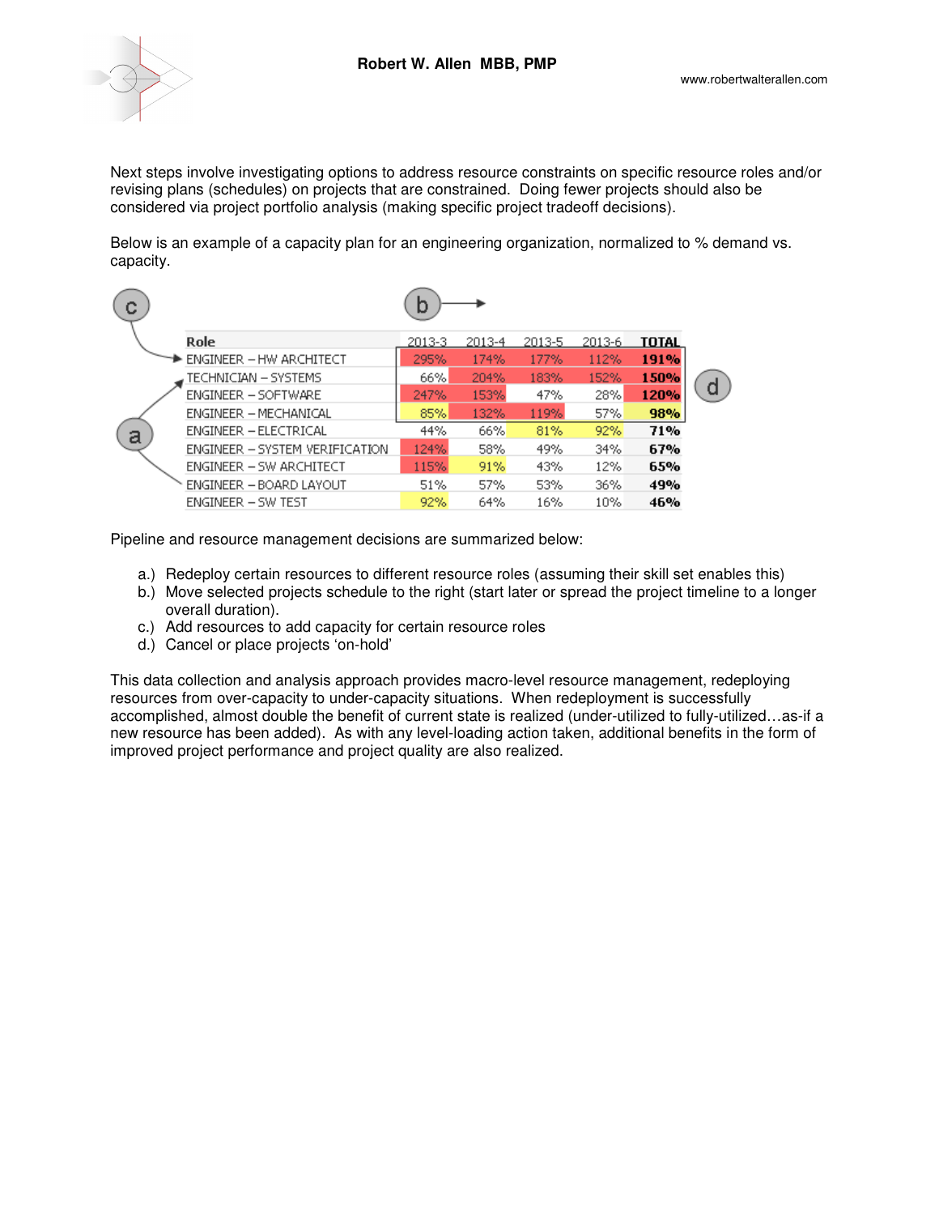Next steps involve investigating options to address resource constraints on specific resource roles and/or revising plans (schedules) on projects that are constrained. Doing fewer projects should also be considered via project portfolio analysis (making specific project tradeoff decisions).

Below is an example of a capacity plan for an engineering organization, normalized to % demand vs. capacity.

c

b →

a

d

| Role | 2013-3 | 2013-4 | 2013-5 | 2013-6 | TOTAL |
|---|---|---|---|---|---|
| ENGINEER – HW ARCHITECT | 295% | 174% | 177% | 112% | **191%** |
| TECHNICIAN – SYSTEMS | 66% | 204% | 183% | 152% | **150%** |
| ENGINEER – SOFTWARE | 247% | 153% | 47% | 28% | **120%** |
| ENGINEER – MECHANICAL | 85% | 132% | 119% | 57% | **98%** |
| ENGINEER – ELECTRICAL | 44% | 66% | 81% | 92% | **71%** |
| ENGINEER – SYSTEM VERIFICATION | 124% | 58% | 49% | 34% | **67%** |
| ENGINEER – SW ARCHITECT | 115% | 91% | 43% | 12% | **65%** |
| ENGINEER – BOARD LAYOUT | 51% | 57% | 53% | 36% | **49%** |
| ENGINEER – SW TEST | 92% | 64% | 16% | 10% | **46%** |

Pipeline and resource management decisions are summarized below:

a.) Redeploy certain resources to different resource roles (assuming their skill set enables this)
b.) Move selected projects schedule to the right (start later or spread the project timeline to a longer overall duration).
c.) Add resources to add capacity for certain resource roles
d.) Cancel or place projects 'on-hold'

This data collection and analysis approach provides macro-level resource management, redeploying resources from over-capacity to under-capacity situations. When redeployment is successfully accomplished, almost double the benefit of current state is realized (under-utilized to fully-utilized…as-if a new resource has been added). As with any level-loading action taken, additional benefits in the form of improved project performance and project quality are also realized.